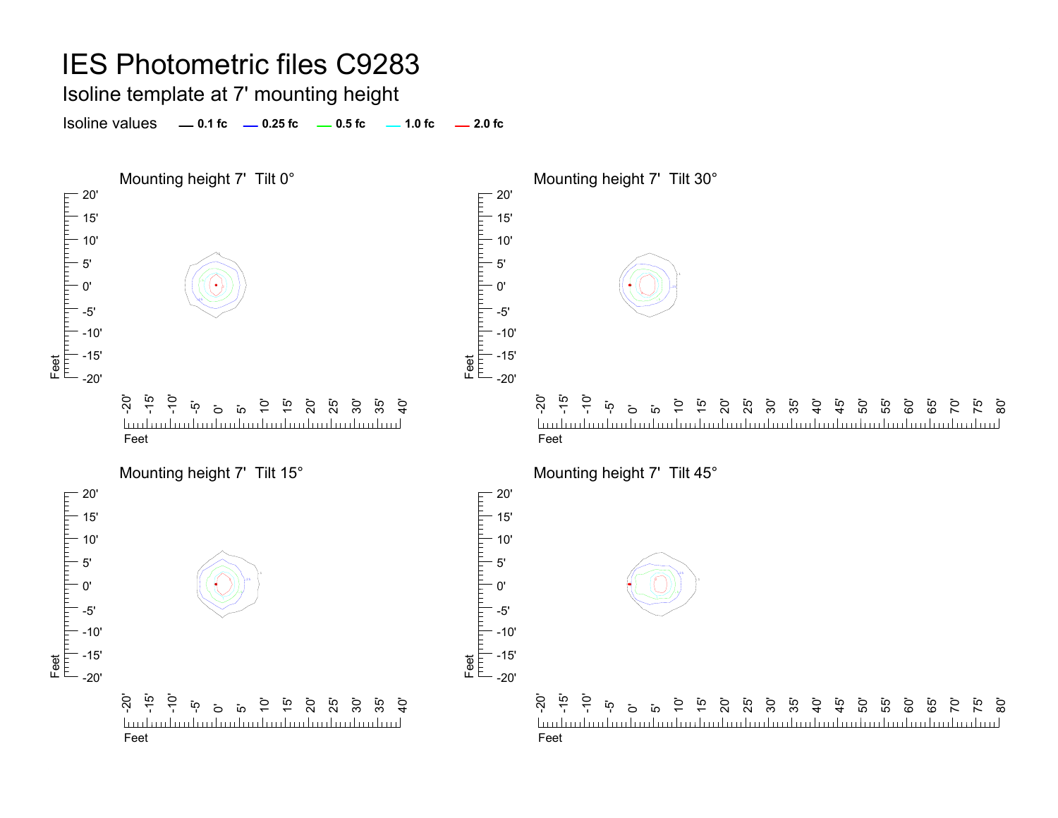# IES Photometric files C9283

## Isoline template at 7' mounting height

Isoline values — 0.1 fc — 0.25 fc — 0.5 fc — 1.0 fc — 2.0 fc

### Mounting height 7' Tilt 0°

### Mounting height 7' Tilt 30°

### Mounting height 7' Tilt 15°

### Mounting height 7' Tilt 45°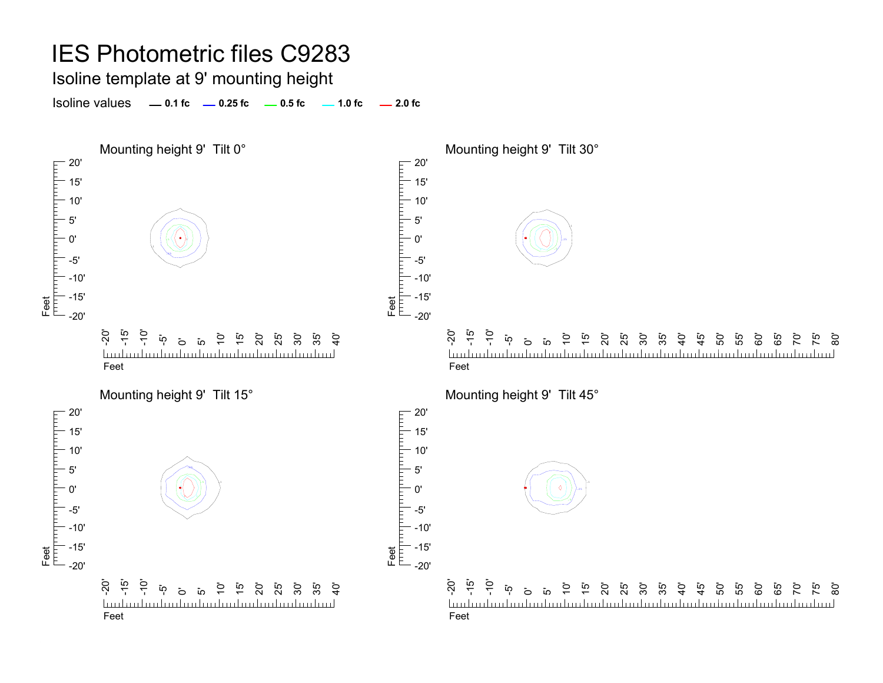# IES Photometric files C9283

## Isoline template at 9' mounting height

Isoline values — 0.1 fc — 0.25 fc — 0.5 fc — 1.0 fc — 2.0 fc

Mounting height 9' Tilt 0°

Mounting height 9' Tilt 30°

Mounting height 9' Tilt 15°

Mounting height 9' Tilt 45°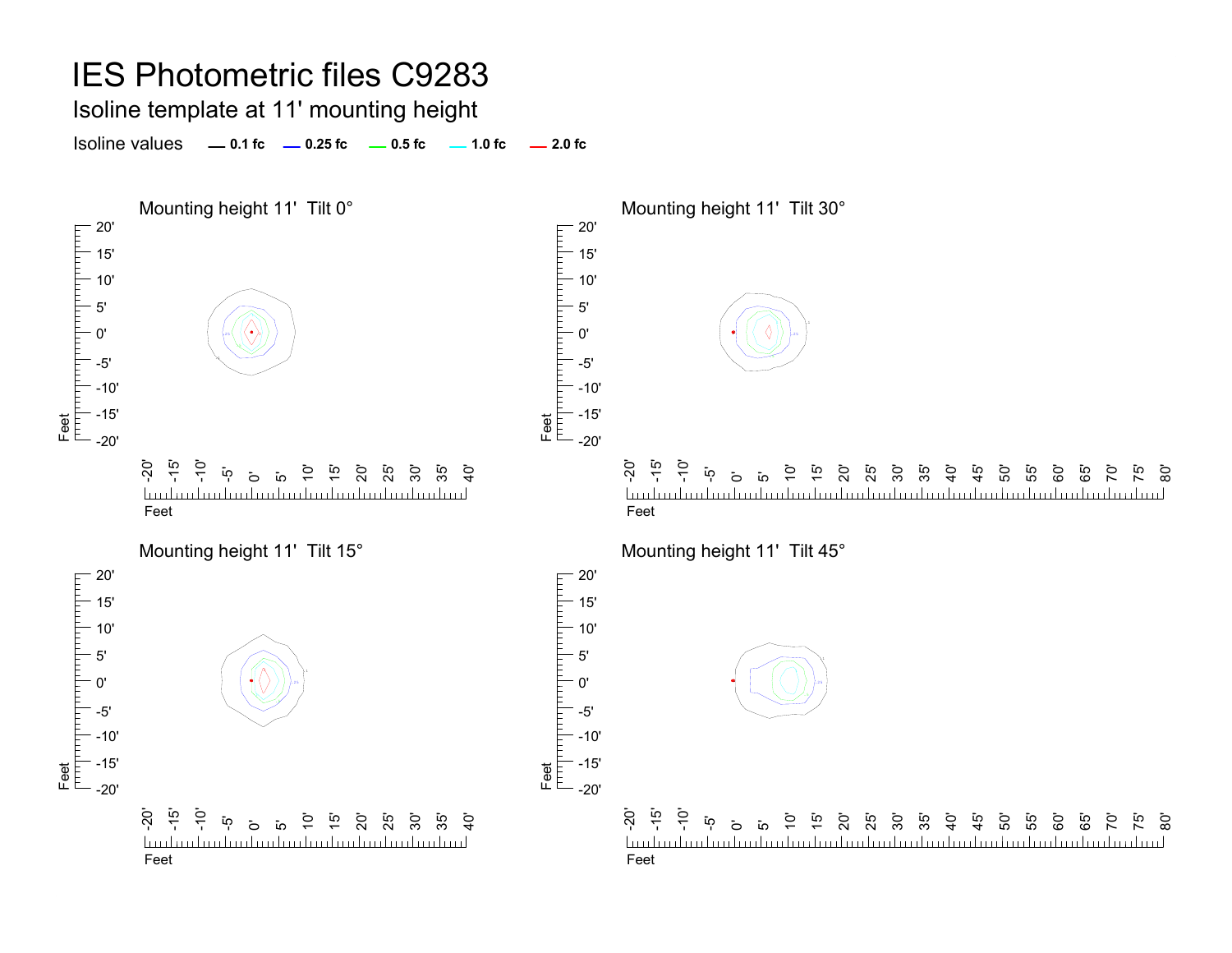# IES Photometric files C9283

## Isoline template at 11' mounting height

Isoline values — 0.1 fc — 0.25 fc — 0.5 fc — 1.0 fc — 2.0 fc

### Mounting height 11' Tilt 0°

### Mounting height 11' Tilt 30°

### Mounting height 11' Tilt 15°

### Mounting height 11' Tilt 45°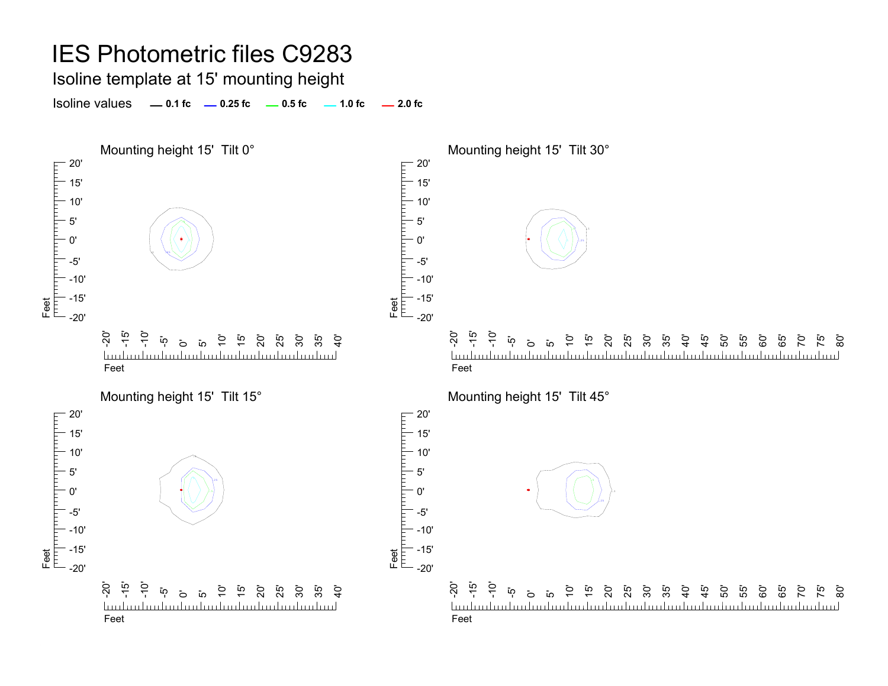# IES Photometric files C9283

## Isoline template at 15' mounting height

Isoline values — 0.1 fc — 0.25 fc — 0.5 fc — 1.0 fc — 2.0 fc

### Mounting height 15'  Tilt 0°

### Mounting height 15'  Tilt 30°

### Mounting height 15'  Tilt 15°

### Mounting height 15'  Tilt 45°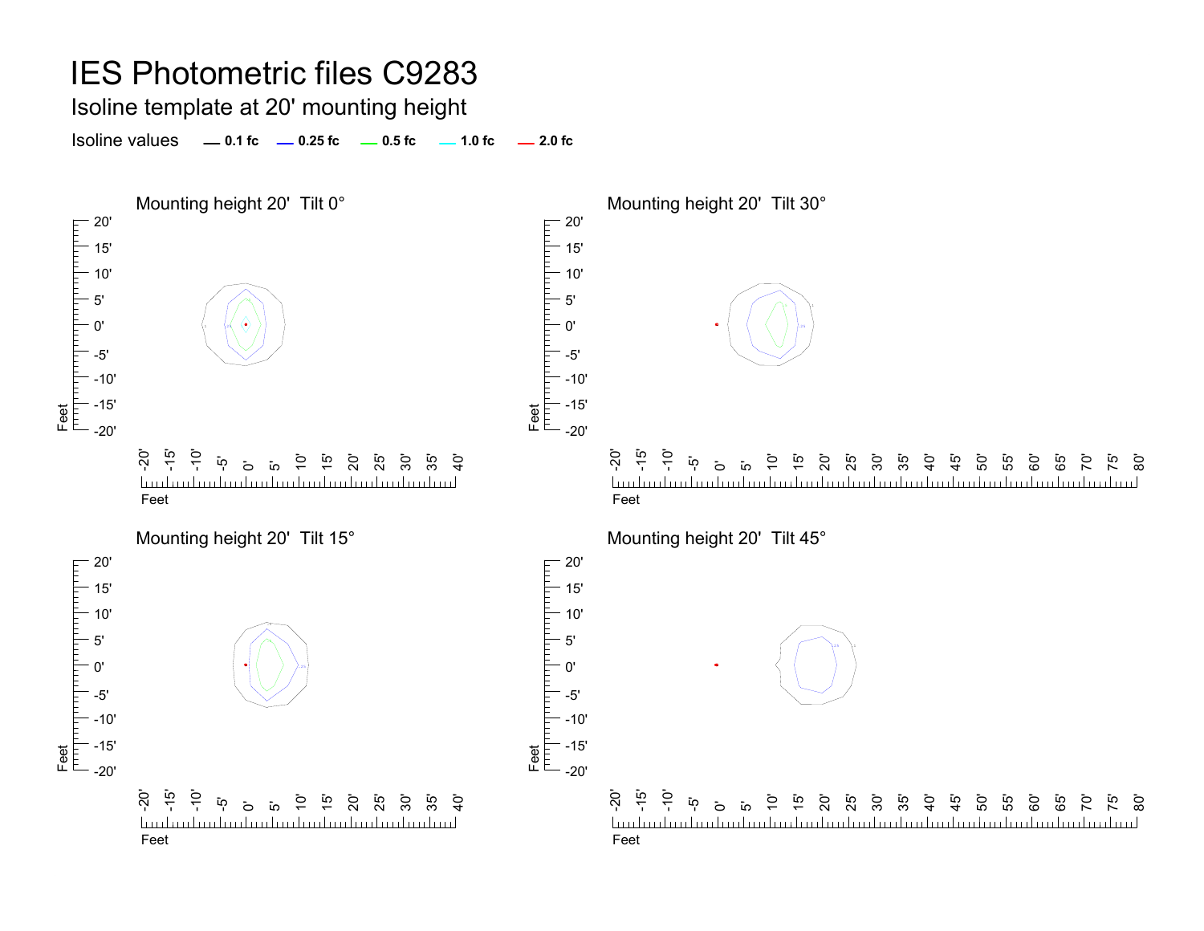# IES Photometric files C9283

## Isoline template at 20' mounting height

Isoline values — 0.1 fc — 0.25 fc — 0.5 fc — 1.0 fc — 2.0 fc

### Mounting height 20'  Tilt 0°

### Mounting height 20'  Tilt 30°

### Mounting height 20'  Tilt 15°

### Mounting height 20'  Tilt 45°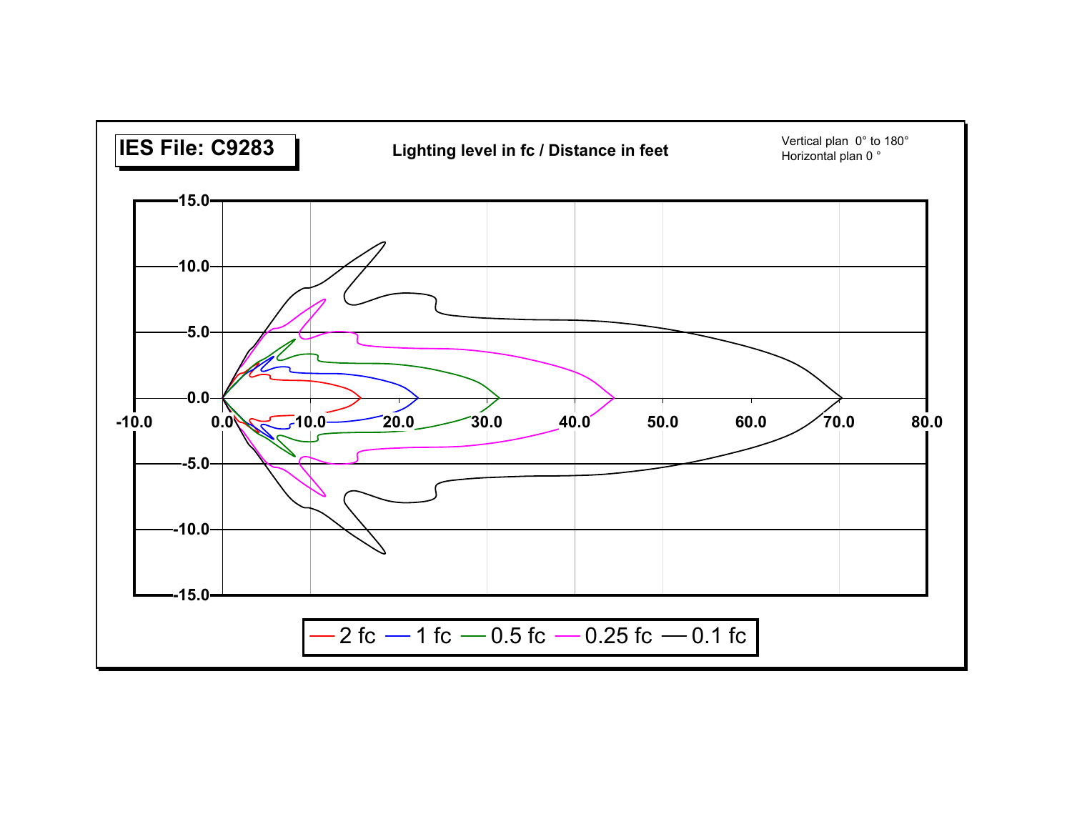**IES File: C9283**

**Lighting level in fc / Distance in feet**

Vertical plan 0° to 180°
Horizontal plan 0 °

15.0
10.0
5.0
0.0
-5.0
-10.0
-15.0

-10.0
0.0
10.0
20.0
30.0
40.0
50.0
60.0
70.0
80.0

2 fc
1 fc
0.5 fc
0.25 fc
0.1 fc